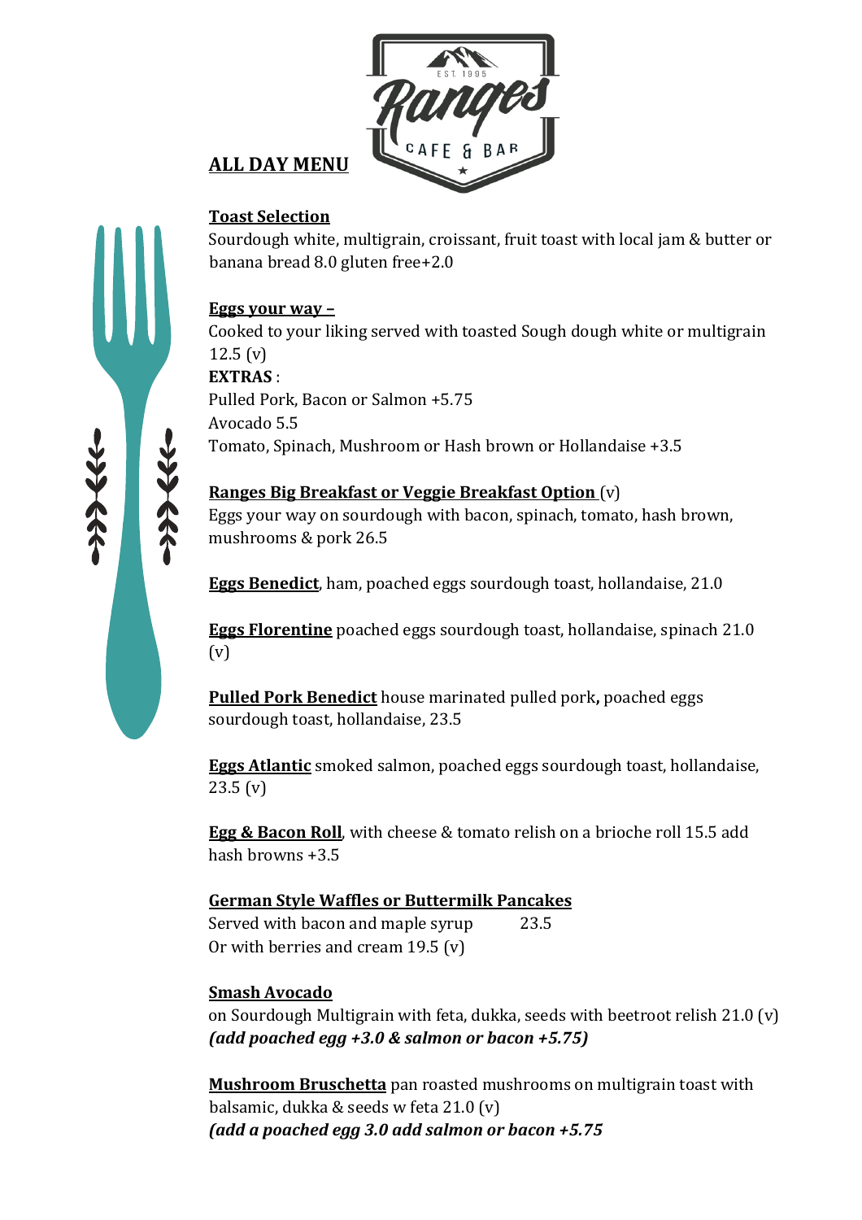# ALL DAY MENU

## Toast Selection

Sourdough white, multigrain, croissant, fruit toast with local jam & butter or banana bread 8.0 gluten free+2.0

## Eggs your way –

Cooked to your liking served with toasted Sough dough white or multigrain 12.5 (v)

**EXTRAS** :

Pulled Pork, Bacon or Salmon +5.75

Avocado 5.5

Tomato, Spinach, Mushroom or Hash brown or Hollandaise +3.5

## Ranges Big Breakfast or Veggie Breakfast Option (v)

Eggs your way on sourdough with bacon, spinach, tomato, hash brown, mushrooms & pork 26.5

**Eggs Benedict**, ham, poached eggs sourdough toast, hollandaise, 21.0

**Eggs Florentine** poached eggs sourdough toast, hollandaise, spinach 21.0 (v)

**Pulled Pork Benedict** house marinated pulled pork**,** poached eggs sourdough toast, hollandaise, 23.5

**Eggs Atlantic** smoked salmon, poached eggs sourdough toast, hollandaise, 23.5 (v)

**Egg & Bacon Roll**, with cheese & tomato relish on a brioche roll 15.5 add hash browns +3.5

## German Style Waffles or Buttermilk Pancakes

Served with bacon and maple syrup 23.5

Or with berries and cream 19.5 (v)

## Smash Avocado

on Sourdough Multigrain with feta, dukka, seeds with beetroot relish 21.0 (v)

***(add poached egg +3.0 & salmon or bacon +5.75)***

**Mushroom Bruschetta** pan roasted mushrooms on multigrain toast with balsamic, dukka & seeds w feta 21.0 (v)

***(add a poached egg 3.0 add salmon or bacon +5.75***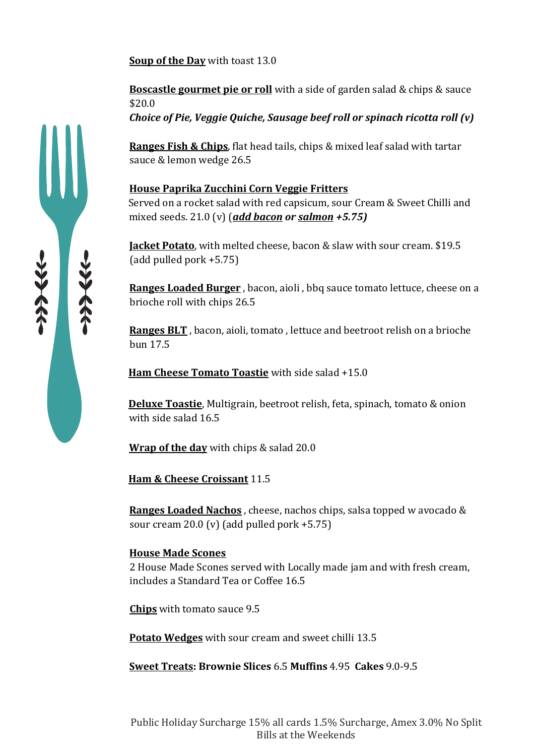**Soup of the Day** with toast 13.0

**Boscastle gourmet pie or roll** with a side of garden salad & chips & sauce $20.0
***Choice of Pie, Veggie Quiche, Sausage beef roll or spinach ricotta roll (v)***

**Ranges Fish & Chips**, flat head tails, chips & mixed leaf salad with tartar sauce & lemon wedge 26.5

**House Paprika Zucchini Corn Veggie Fritters**
Served on a rocket salad with red capsicum, sour Cream & Sweet Chilli and mixed seeds. 21.0 (v) (***add bacon** or **salmon** +5.75)*

**Jacket Potato**, with melted cheese, bacon & slaw with sour cream. $19.5 (add pulled pork +5.75)

**Ranges Loaded Burger** , bacon, aioli , bbq sauce tomato lettuce, cheese on a brioche roll with chips 26.5

**Ranges BLT** , bacon, aioli, tomato , lettuce and beetroot relish on a brioche bun 17.5

**Ham Cheese Tomato Toastie** with side salad +15.0

**Deluxe Toastie**, Multigrain, beetroot relish, feta, spinach, tomato & onion with side salad 16.5

**Wrap of the day** with chips & salad 20.0

**Ham & Cheese Croissant** 11.5

**Ranges Loaded Nachos** , cheese, nachos chips, salsa topped w avocado & sour cream 20.0 (v) (add pulled pork +5.75)

**House Made Scones**
2 House Made Scones served with Locally made jam and with fresh cream, includes a Standard Tea or Coffee 16.5

**Chips** with tomato sauce 9.5

**Potato Wedges** with sour cream and sweet chilli 13.5

**Sweet Treats: Brownie Slices** 6.5 **Muffins** 4.95 **Cakes** 9.0-9.5

Public Holiday Surcharge 15% all cards 1.5% Surcharge, Amex 3.0% No Split Bills at the Weekends